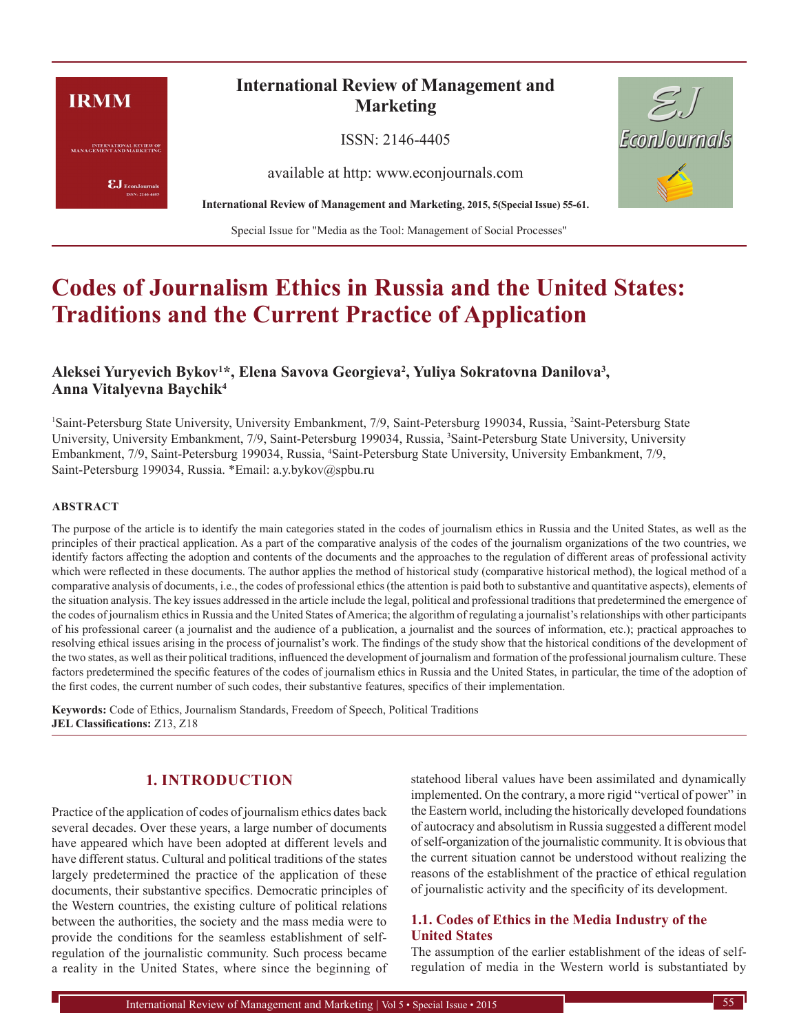# Codes of Journalism Ethics in Russia and the United States: Traditions and the Current Practice of Application

**Aleksei Yuryevich Bykov[1]*, Elena Savova Georgieva[2], Yuliya Sokratovna Danilova[3], Anna Vitalyevna Baychik[4]**

[1]Saint-Petersburg State University, University Embankment, 7/9, Saint-Petersburg 199034, Russia, [2]Saint-Petersburg State University, University Embankment, 7/9, Saint-Petersburg 199034, Russia, [3]Saint-Petersburg State University, University Embankment, 7/9, Saint-Petersburg 199034, Russia, [4]Saint-Petersburg State University, University Embankment, 7/9, Saint-Petersburg 199034, Russia. *Email: a.y.bykov@spbu.ru

**ABSTRACT**

The purpose of the article is to identify the main categories stated in the codes of journalism ethics in Russia and the United States, as well as the principles of their practical application. As a part of the comparative analysis of the codes of the journalism organizations of the two countries, we identify factors affecting the adoption and contents of the documents and the approaches to the regulation of different areas of professional activity which were reflected in these documents. The author applies the method of historical study (comparative historical method), the logical method of a comparative analysis of documents, i.e., the codes of professional ethics (the attention is paid both to substantive and quantitative aspects), elements of the situation analysis. The key issues addressed in the article include the legal, political and professional traditions that predetermined the emergence of the codes of journalism ethics in Russia and the United States of America; the algorithm of regulating a journalist's relationships with other participants of his professional career (a journalist and the audience of a publication, a journalist and the sources of information, etc.); practical approaches to resolving ethical issues arising in the process of journalist's work. The findings of the study show that the historical conditions of the development of the two states, as well as their political traditions, influenced the development of journalism and formation of the professional journalism culture. These factors predetermined the specific features of the codes of journalism ethics in Russia and the United States, in particular, the time of the adoption of the first codes, the current number of such codes, their substantive features, specifics of their implementation.

**Keywords:** Code of Ethics, Journalism Standards, Freedom of Speech, Political Traditions
**JEL Classifications:** Z13, Z18

## 1. INTRODUCTION

Practice of the application of codes of journalism ethics dates back several decades. Over these years, a large number of documents have appeared which have been adopted at different levels and have different status. Cultural and political traditions of the states largely predetermined the practice of the application of these documents, their substantive specifics. Democratic principles of the Western countries, the existing culture of political relations between the authorities, the society and the mass media were to provide the conditions for the seamless establishment of self-regulation of the journalistic community. Such process became a reality in the United States, where since the beginning of statehood liberal values have been assimilated and dynamically implemented. On the contrary, a more rigid "vertical of power" in the Eastern world, including the historically developed foundations of autocracy and absolutism in Russia suggested a different model of self-organization of the journalistic community. It is obvious that the current situation cannot be understood without realizing the reasons of the establishment of the practice of ethical regulation of journalistic activity and the specificity of its development.

### 1.1. Codes of Ethics in the Media Industry of the United States

The assumption of the earlier establishment of the ideas of self-regulation of media in the Western world is substantiated by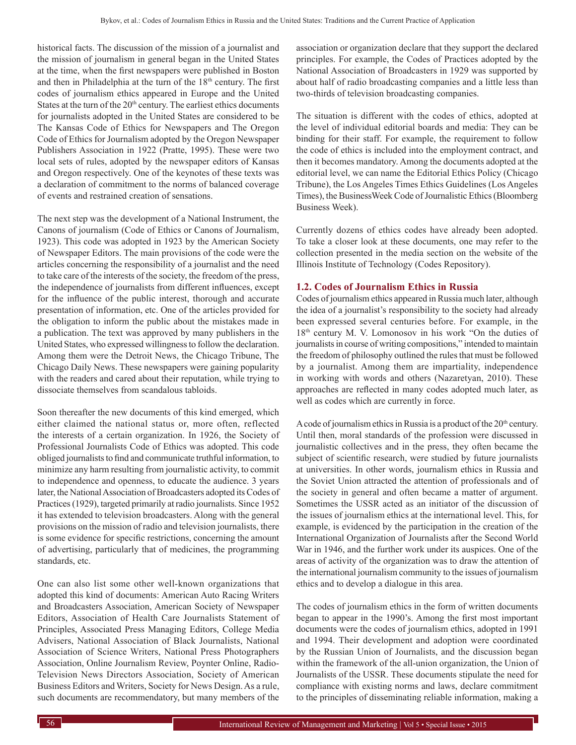historical facts. The discussion of the mission of a journalist and the mission of journalism in general began in the United States at the time, when the first newspapers were published in Boston and then in Philadelphia at the turn of the 18th century. The first codes of journalism ethics appeared in Europe and the United States at the turn of the 20th century. The earliest ethics documents for journalists adopted in the United States are considered to be The Kansas Code of Ethics for Newspapers and The Oregon Code of Ethics for Journalism adopted by the Oregon Newspaper Publishers Association in 1922 (Pratte, 1995). These were two local sets of rules, adopted by the newspaper editors of Kansas and Oregon respectively. One of the keynotes of these texts was a declaration of commitment to the norms of balanced coverage of events and restrained creation of sensations.

The next step was the development of a National Instrument, the Canons of journalism (Code of Ethics or Canons of Journalism, 1923). This code was adopted in 1923 by the American Society of Newspaper Editors. The main provisions of the code were the articles concerning the responsibility of a journalist and the need to take care of the interests of the society, the freedom of the press, the independence of journalists from different influences, except for the influence of the public interest, thorough and accurate presentation of information, etc. One of the articles provided for the obligation to inform the public about the mistakes made in a publication. The text was approved by many publishers in the United States, who expressed willingness to follow the declaration. Among them were the Detroit News, the Chicago Tribune, The Chicago Daily News. These newspapers were gaining popularity with the readers and cared about their reputation, while trying to dissociate themselves from scandalous tabloids.

Soon thereafter the new documents of this kind emerged, which either claimed the national status or, more often, reflected the interests of a certain organization. In 1926, the Society of Professional Journalists Code of Ethics was adopted. This code obliged journalists to find and communicate truthful information, to minimize any harm resulting from journalistic activity, to commit to independence and openness, to educate the audience. 3 years later, the National Association of Broadcasters adopted its Codes of Practices (1929), targeted primarily at radio journalists. Since 1952 it has extended to television broadcasters. Along with the general provisions on the mission of radio and television journalists, there is some evidence for specific restrictions, concerning the amount of advertising, particularly that of medicines, the programming standards, etc.

One can also list some other well-known organizations that adopted this kind of documents: American Auto Racing Writers and Broadcasters Association, American Society of Newspaper Editors, Association of Health Care Journalists Statement of Principles, Associated Press Managing Editors, College Media Advisers, National Association of Black Journalists, National Association of Science Writers, National Press Photographers Association, Online Journalism Review, Poynter Online, Radio-Television News Directors Association, Society of American Business Editors and Writers, Society for News Design. As a rule, such documents are recommendatory, but many members of the association or organization declare that they support the declared principles. For example, the Codes of Practices adopted by the National Association of Broadcasters in 1929 was supported by about half of radio broadcasting companies and a little less than two-thirds of television broadcasting companies.

The situation is different with the codes of ethics, adopted at the level of individual editorial boards and media: They can be binding for their staff. For example, the requirement to follow the code of ethics is included into the employment contract, and then it becomes mandatory. Among the documents adopted at the editorial level, we can name the Editorial Ethics Policy (Chicago Tribune), the Los Angeles Times Ethics Guidelines (Los Angeles Times), the BusinessWeek Code of Journalistic Ethics (Bloomberg Business Week).

Currently dozens of ethics codes have already been adopted. To take a closer look at these documents, one may refer to the collection presented in the media section on the website of the Illinois Institute of Technology (Codes Repository).

### 1.2. Codes of Journalism Ethics in Russia

Codes of journalism ethics appeared in Russia much later, although the idea of a journalist's responsibility to the society had already been expressed several centuries before. For example, in the 18th century M. V. Lomonosov in his work "On the duties of journalists in course of writing compositions," intended to maintain the freedom of philosophy outlined the rules that must be followed by a journalist. Among them are impartiality, independence in working with words and others (Nazaretyan, 2010). These approaches are reflected in many codes adopted much later, as well as codes which are currently in force.

A code of journalism ethics in Russia is a product of the 20th century. Until then, moral standards of the profession were discussed in journalistic collectives and in the press, they often became the subject of scientific research, were studied by future journalists at universities. In other words, journalism ethics in Russia and the Soviet Union attracted the attention of professionals and of the society in general and often became a matter of argument. Sometimes the USSR acted as an initiator of the discussion of the issues of journalism ethics at the international level. This, for example, is evidenced by the participation in the creation of the International Organization of Journalists after the Second World War in 1946, and the further work under its auspices. One of the areas of activity of the organization was to draw the attention of the international journalism community to the issues of journalism ethics and to develop a dialogue in this area.

The codes of journalism ethics in the form of written documents began to appear in the 1990's. Among the first most important documents were the codes of journalism ethics, adopted in 1991 and 1994. Their development and adoption were coordinated by the Russian Union of Journalists, and the discussion began within the framework of the all-union organization, the Union of Journalists of the USSR. These documents stipulate the need for compliance with existing norms and laws, declare commitment to the principles of disseminating reliable information, making a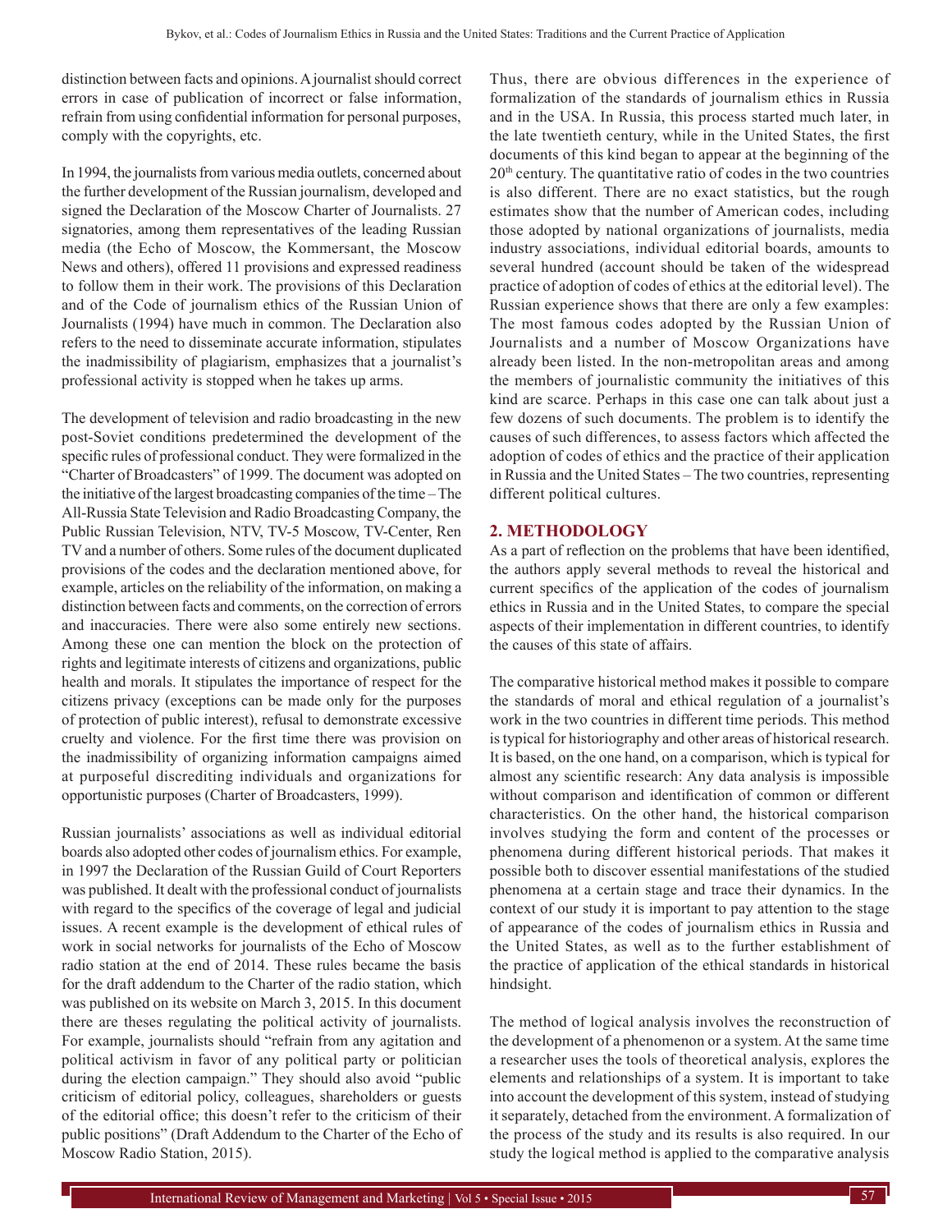distinction between facts and opinions. A journalist should correct errors in case of publication of incorrect or false information, refrain from using confidential information for personal purposes, comply with the copyrights, etc.

In 1994, the journalists from various media outlets, concerned about the further development of the Russian journalism, developed and signed the Declaration of the Moscow Charter of Journalists. 27 signatories, among them representatives of the leading Russian media (the Echo of Moscow, the Kommersant, the Moscow News and others), offered 11 provisions and expressed readiness to follow them in their work. The provisions of this Declaration and of the Code of journalism ethics of the Russian Union of Journalists (1994) have much in common. The Declaration also refers to the need to disseminate accurate information, stipulates the inadmissibility of plagiarism, emphasizes that a journalist's professional activity is stopped when he takes up arms.

The development of television and radio broadcasting in the new post-Soviet conditions predetermined the development of the specific rules of professional conduct. They were formalized in the "Charter of Broadcasters" of 1999. The document was adopted on the initiative of the largest broadcasting companies of the time – The All-Russia State Television and Radio Broadcasting Company, the Public Russian Television, NTV, TV-5 Moscow, TV-Center, Ren TV and a number of others. Some rules of the document duplicated provisions of the codes and the declaration mentioned above, for example, articles on the reliability of the information, on making a distinction between facts and comments, on the correction of errors and inaccuracies. There were also some entirely new sections. Among these one can mention the block on the protection of rights and legitimate interests of citizens and organizations, public health and morals. It stipulates the importance of respect for the citizens privacy (exceptions can be made only for the purposes of protection of public interest), refusal to demonstrate excessive cruelty and violence. For the first time there was provision on the inadmissibility of organizing information campaigns aimed at purposeful discrediting individuals and organizations for opportunistic purposes (Charter of Broadcasters, 1999).

Russian journalists' associations as well as individual editorial boards also adopted other codes of journalism ethics. For example, in 1997 the Declaration of the Russian Guild of Court Reporters was published. It dealt with the professional conduct of journalists with regard to the specifics of the coverage of legal and judicial issues. A recent example is the development of ethical rules of work in social networks for journalists of the Echo of Moscow radio station at the end of 2014. These rules became the basis for the draft addendum to the Charter of the radio station, which was published on its website on March 3, 2015. In this document there are theses regulating the political activity of journalists. For example, journalists should "refrain from any agitation and political activism in favor of any political party or politician during the election campaign." They should also avoid "public criticism of editorial policy, colleagues, shareholders or guests of the editorial office; this doesn't refer to the criticism of their public positions" (Draft Addendum to the Charter of the Echo of Moscow Radio Station, 2015).

Thus, there are obvious differences in the experience of formalization of the standards of journalism ethics in Russia and in the USA. In Russia, this process started much later, in the late twentieth century, while in the United States, the first documents of this kind began to appear at the beginning of the 20th century. The quantitative ratio of codes in the two countries is also different. There are no exact statistics, but the rough estimates show that the number of American codes, including those adopted by national organizations of journalists, media industry associations, individual editorial boards, amounts to several hundred (account should be taken of the widespread practice of adoption of codes of ethics at the editorial level). The Russian experience shows that there are only a few examples: The most famous codes adopted by the Russian Union of Journalists and a number of Moscow Organizations have already been listed. In the non-metropolitan areas and among the members of journalistic community the initiatives of this kind are scarce. Perhaps in this case one can talk about just a few dozens of such documents. The problem is to identify the causes of such differences, to assess factors which affected the adoption of codes of ethics and the practice of their application in Russia and the United States – The two countries, representing different political cultures.

## 2. METHODOLOGY

As a part of reflection on the problems that have been identified, the authors apply several methods to reveal the historical and current specifics of the application of the codes of journalism ethics in Russia and in the United States, to compare the special aspects of their implementation in different countries, to identify the causes of this state of affairs.

The comparative historical method makes it possible to compare the standards of moral and ethical regulation of a journalist's work in the two countries in different time periods. This method is typical for historiography and other areas of historical research. It is based, on the one hand, on a comparison, which is typical for almost any scientific research: Any data analysis is impossible without comparison and identification of common or different characteristics. On the other hand, the historical comparison involves studying the form and content of the processes or phenomena during different historical periods. That makes it possible both to discover essential manifestations of the studied phenomena at a certain stage and trace their dynamics. In the context of our study it is important to pay attention to the stage of appearance of the codes of journalism ethics in Russia and the United States, as well as to the further establishment of the practice of application of the ethical standards in historical hindsight.

The method of logical analysis involves the reconstruction of the development of a phenomenon or a system. At the same time a researcher uses the tools of theoretical analysis, explores the elements and relationships of a system. It is important to take into account the development of this system, instead of studying it separately, detached from the environment. A formalization of the process of the study and its results is also required. In our study the logical method is applied to the comparative analysis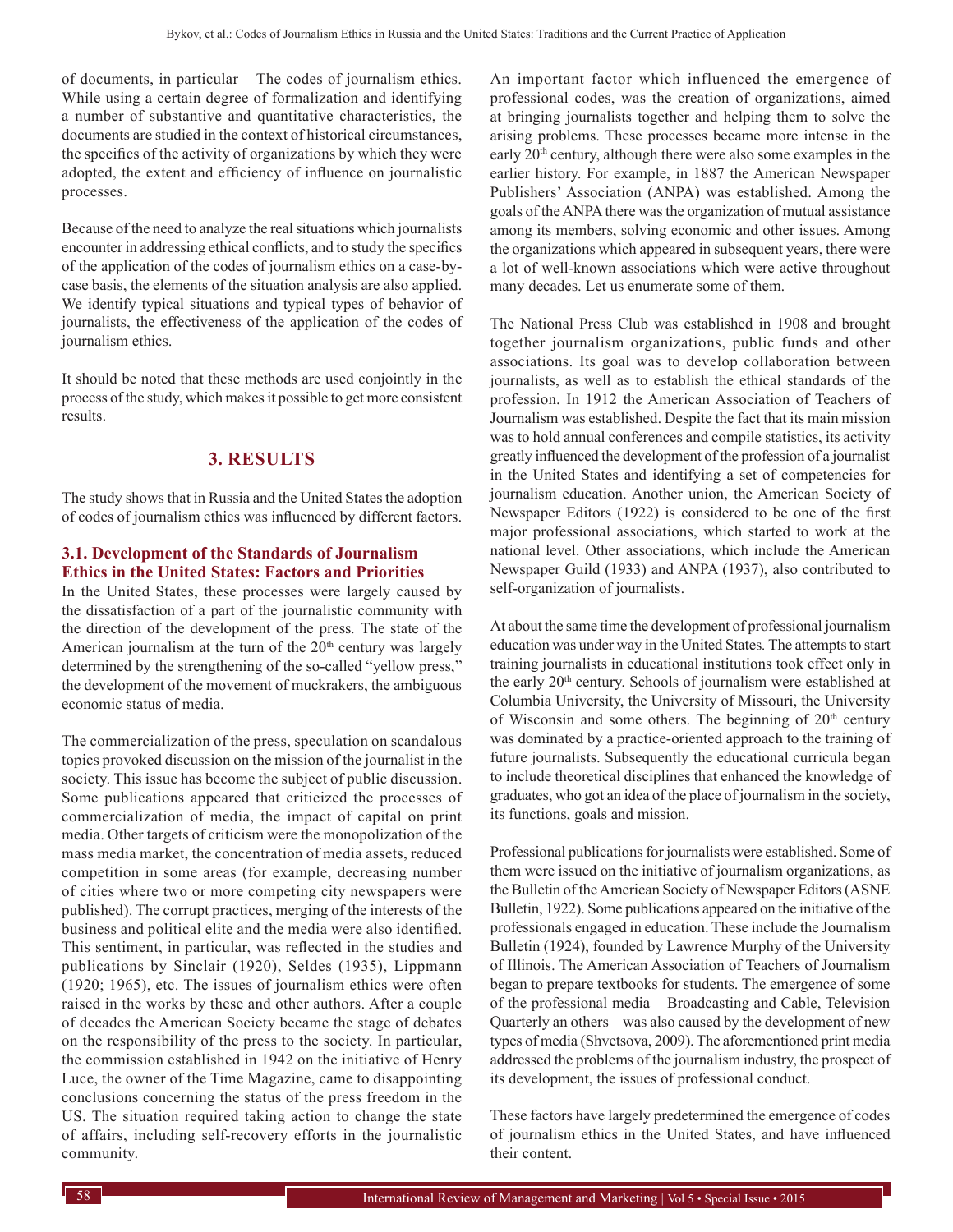of documents, in particular – The codes of journalism ethics. While using a certain degree of formalization and identifying a number of substantive and quantitative characteristics, the documents are studied in the context of historical circumstances, the specifics of the activity of organizations by which they were adopted, the extent and efficiency of influence on journalistic processes.

Because of the need to analyze the real situations which journalists encounter in addressing ethical conflicts, and to study the specifics of the application of the codes of journalism ethics on a case-by-case basis, the elements of the situation analysis are also applied. We identify typical situations and typical types of behavior of journalists, the effectiveness of the application of the codes of journalism ethics.

It should be noted that these methods are used conjointly in the process of the study, which makes it possible to get more consistent results.

## 3. RESULTS

The study shows that in Russia and the United States the adoption of codes of journalism ethics was influenced by different factors.

### 3.1. Development of the Standards of Journalism Ethics in the United States: Factors and Priorities

In the United States, these processes were largely caused by the dissatisfaction of a part of the journalistic community with the direction of the development of the press. The state of the American journalism at the turn of the 20th century was largely determined by the strengthening of the so-called "yellow press," the development of the movement of muckrakers, the ambiguous economic status of media.

The commercialization of the press, speculation on scandalous topics provoked discussion on the mission of the journalist in the society. This issue has become the subject of public discussion. Some publications appeared that criticized the processes of commercialization of media, the impact of capital on print media. Other targets of criticism were the monopolization of the mass media market, the concentration of media assets, reduced competition in some areas (for example, decreasing number of cities where two or more competing city newspapers were published). The corrupt practices, merging of the interests of the business and political elite and the media were also identified. This sentiment, in particular, was reflected in the studies and publications by Sinclair (1920), Seldes (1935), Lippmann (1920; 1965), etc. The issues of journalism ethics were often raised in the works by these and other authors. After a couple of decades the American Society became the stage of debates on the responsibility of the press to the society. In particular, the commission established in 1942 on the initiative of Henry Luce, the owner of the Time Magazine, came to disappointing conclusions concerning the status of the press freedom in the US. The situation required taking action to change the state of affairs, including self-recovery efforts in the journalistic community.

An important factor which influenced the emergence of professional codes, was the creation of organizations, aimed at bringing journalists together and helping them to solve the arising problems. These processes became more intense in the early 20th century, although there were also some examples in the earlier history. For example, in 1887 the American Newspaper Publishers' Association (ANPA) was established. Among the goals of the ANPA there was the organization of mutual assistance among its members, solving economic and other issues. Among the organizations which appeared in subsequent years, there were a lot of well-known associations which were active throughout many decades. Let us enumerate some of them.

The National Press Club was established in 1908 and brought together journalism organizations, public funds and other associations. Its goal was to develop collaboration between journalists, as well as to establish the ethical standards of the profession. In 1912 the American Association of Teachers of Journalism was established. Despite the fact that its main mission was to hold annual conferences and compile statistics, its activity greatly influenced the development of the profession of a journalist in the United States and identifying a set of competencies for journalism education. Another union, the American Society of Newspaper Editors (1922) is considered to be one of the first major professional associations, which started to work at the national level. Other associations, which include the American Newspaper Guild (1933) and ANPA (1937), also contributed to self-organization of journalists.

At about the same time the development of professional journalism education was under way in the United States. The attempts to start training journalists in educational institutions took effect only in the early 20th century. Schools of journalism were established at Columbia University, the University of Missouri, the University of Wisconsin and some others. The beginning of 20th century was dominated by a practice-oriented approach to the training of future journalists. Subsequently the educational curricula began to include theoretical disciplines that enhanced the knowledge of graduates, who got an idea of the place of journalism in the society, its functions, goals and mission.

Professional publications for journalists were established. Some of them were issued on the initiative of journalism organizations, as the Bulletin of the American Society of Newspaper Editors (ASNE Bulletin, 1922). Some publications appeared on the initiative of the professionals engaged in education. These include the Journalism Bulletin (1924), founded by Lawrence Murphy of the University of Illinois. The American Association of Teachers of Journalism began to prepare textbooks for students. The emergence of some of the professional media – Broadcasting and Cable, Television Quarterly an others – was also caused by the development of new types of media (Shvetsova, 2009). The aforementioned print media addressed the problems of the journalism industry, the prospect of its development, the issues of professional conduct.

These factors have largely predetermined the emergence of codes of journalism ethics in the United States, and have influenced their content.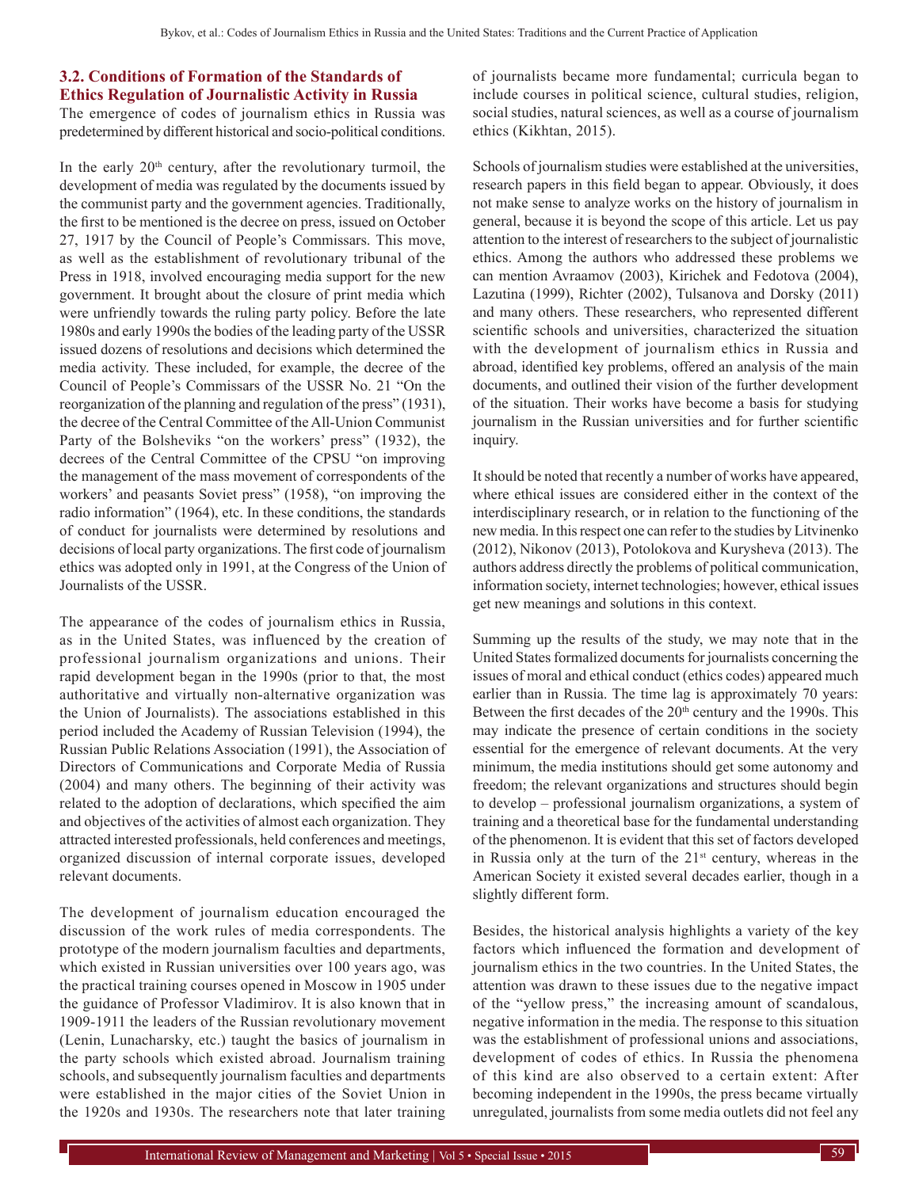### 3.2. Conditions of Formation of the Standards of Ethics Regulation of Journalistic Activity in Russia

The emergence of codes of journalism ethics in Russia was predetermined by different historical and socio-political conditions.

In the early 20th century, after the revolutionary turmoil, the development of media was regulated by the documents issued by the communist party and the government agencies. Traditionally, the first to be mentioned is the decree on press, issued on October 27, 1917 by the Council of People's Commissars. This move, as well as the establishment of revolutionary tribunal of the Press in 1918, involved encouraging media support for the new government. It brought about the closure of print media which were unfriendly towards the ruling party policy. Before the late 1980s and early 1990s the bodies of the leading party of the USSR issued dozens of resolutions and decisions which determined the media activity. These included, for example, the decree of the Council of People's Commissars of the USSR No. 21 "On the reorganization of the planning and regulation of the press" (1931), the decree of the Central Committee of the All-Union Communist Party of the Bolsheviks "on the workers' press" (1932), the decrees of the Central Committee of the CPSU "on improving the management of the mass movement of correspondents of the workers' and peasants Soviet press" (1958), "on improving the radio information" (1964), etc. In these conditions, the standards of conduct for journalists were determined by resolutions and decisions of local party organizations. The first code of journalism ethics was adopted only in 1991, at the Congress of the Union of Journalists of the USSR.

The appearance of the codes of journalism ethics in Russia, as in the United States, was influenced by the creation of professional journalism organizations and unions. Their rapid development began in the 1990s (prior to that, the most authoritative and virtually non-alternative organization was the Union of Journalists). The associations established in this period included the Academy of Russian Television (1994), the Russian Public Relations Association (1991), the Association of Directors of Communications and Corporate Media of Russia (2004) and many others. The beginning of their activity was related to the adoption of declarations, which specified the aim and objectives of the activities of almost each organization. They attracted interested professionals, held conferences and meetings, organized discussion of internal corporate issues, developed relevant documents.

The development of journalism education encouraged the discussion of the work rules of media correspondents. The prototype of the modern journalism faculties and departments, which existed in Russian universities over 100 years ago, was the practical training courses opened in Moscow in 1905 under the guidance of Professor Vladimirov. It is also known that in 1909-1911 the leaders of the Russian revolutionary movement (Lenin, Lunacharsky, etc.) taught the basics of journalism in the party schools which existed abroad. Journalism training schools, and subsequently journalism faculties and departments were established in the major cities of the Soviet Union in the 1920s and 1930s. The researchers note that later training of journalists became more fundamental; curricula began to include courses in political science, cultural studies, religion, social studies, natural sciences, as well as a course of journalism ethics (Kikhtan, 2015).

Schools of journalism studies were established at the universities, research papers in this field began to appear. Obviously, it does not make sense to analyze works on the history of journalism in general, because it is beyond the scope of this article. Let us pay attention to the interest of researchers to the subject of journalistic ethics. Among the authors who addressed these problems we can mention Avraamov (2003), Kirichek and Fedotova (2004), Lazutina (1999), Richter (2002), Tulsanova and Dorsky (2011) and many others. These researchers, who represented different scientific schools and universities, characterized the situation with the development of journalism ethics in Russia and abroad, identified key problems, offered an analysis of the main documents, and outlined their vision of the further development of the situation. Their works have become a basis for studying journalism in the Russian universities and for further scientific inquiry.

It should be noted that recently a number of works have appeared, where ethical issues are considered either in the context of the interdisciplinary research, or in relation to the functioning of the new media. In this respect one can refer to the studies by Litvinenko (2012), Nikonov (2013), Potolokova and Kurysheva (2013). The authors address directly the problems of political communication, information society, internet technologies; however, ethical issues get new meanings and solutions in this context.

Summing up the results of the study, we may note that in the United States formalized documents for journalists concerning the issues of moral and ethical conduct (ethics codes) appeared much earlier than in Russia. The time lag is approximately 70 years: Between the first decades of the 20th century and the 1990s. This may indicate the presence of certain conditions in the society essential for the emergence of relevant documents. At the very minimum, the media institutions should get some autonomy and freedom; the relevant organizations and structures should begin to develop – professional journalism organizations, a system of training and a theoretical base for the fundamental understanding of the phenomenon. It is evident that this set of factors developed in Russia only at the turn of the 21st century, whereas in the American Society it existed several decades earlier, though in a slightly different form.

Besides, the historical analysis highlights a variety of the key factors which influenced the formation and development of journalism ethics in the two countries. In the United States, the attention was drawn to these issues due to the negative impact of the "yellow press," the increasing amount of scandalous, negative information in the media. The response to this situation was the establishment of professional unions and associations, development of codes of ethics. In Russia the phenomena of this kind are also observed to a certain extent: After becoming independent in the 1990s, the press became virtually unregulated, journalists from some media outlets did not feel any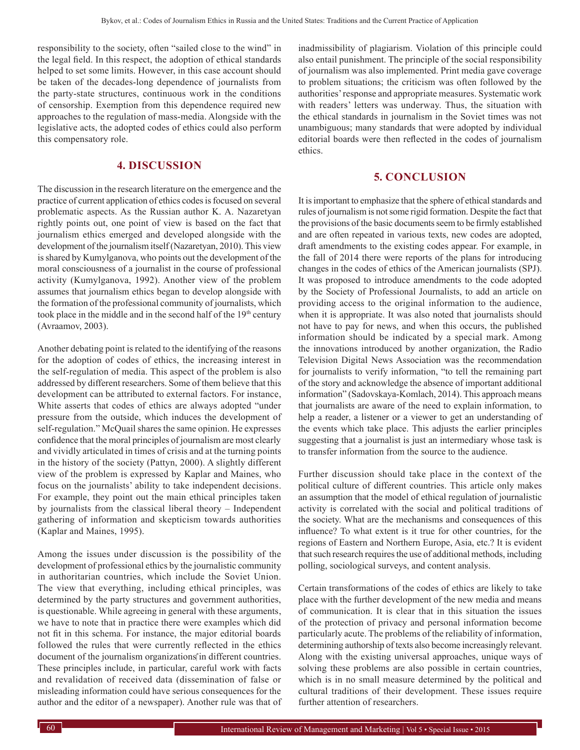responsibility to the society, often "sailed close to the wind" in the legal field. In this respect, the adoption of ethical standards helped to set some limits. However, in this case account should be taken of the decades-long dependence of journalists from the party-state structures, continuous work in the conditions of censorship. Exemption from this dependence required new approaches to the regulation of mass-media. Alongside with the legislative acts, the adopted codes of ethics could also perform this compensatory role.

## 4. DISCUSSION

The discussion in the research literature on the emergence and the practice of current application of ethics codes is focused on several problematic aspects. As the Russian author K. A. Nazaretyan rightly points out, one point of view is based on the fact that journalism ethics emerged and developed alongside with the development of the journalism itself (Nazaretyan, 2010). This view is shared by Kumylganova, who points out the development of the moral consciousness of a journalist in the course of professional activity (Kumylganova, 1992). Another view of the problem assumes that journalism ethics began to develop alongside with the formation of the professional community of journalists, which took place in the middle and in the second half of the 19th century (Avraamov, 2003).

Another debating point is related to the identifying of the reasons for the adoption of codes of ethics, the increasing interest in the self-regulation of media. This aspect of the problem is also addressed by different researchers. Some of them believe that this development can be attributed to external factors. For instance, White asserts that codes of ethics are always adopted "under pressure from the outside, which induces the development of self-regulation." McQuail shares the same opinion. He expresses confidence that the moral principles of journalism are most clearly and vividly articulated in times of crisis and at the turning points in the history of the society (Pattyn, 2000). A slightly different view of the problem is expressed by Kaplar and Maines, who focus on the journalists' ability to take independent decisions. For example, they point out the main ethical principles taken by journalists from the classical liberal theory – Independent gathering of information and skepticism towards authorities (Kaplar and Maines, 1995).

Among the issues under discussion is the possibility of the development of professional ethics by the journalistic community in authoritarian countries, which include the Soviet Union. The view that everything, including ethical principles, was determined by the party structures and government authorities, is questionable. While agreeing in general with these arguments, we have to note that in practice there were examples which did not fit in this schema. For instance, the major editorial boards followed the rules that were currently reflected in the ethics document of the journalism organizations in different countries. These principles include, in particular, careful work with facts and revalidation of received data (dissemination of false or misleading information could have serious consequences for the author and the editor of a newspaper). Another rule was that of inadmissibility of plagiarism. Violation of this principle could also entail punishment. The principle of the social responsibility of journalism was also implemented. Print media gave coverage to problem situations; the criticism was often followed by the authorities' response and appropriate measures. Systematic work with readers' letters was underway. Thus, the situation with the ethical standards in journalism in the Soviet times was not unambiguous; many standards that were adopted by individual editorial boards were then reflected in the codes of journalism ethics.

## 5. CONCLUSION

It is important to emphasize that the sphere of ethical standards and rules of journalism is not some rigid formation. Despite the fact that the provisions of the basic documents seem to be firmly established and are often repeated in various texts, new codes are adopted, draft amendments to the existing codes appear. For example, in the fall of 2014 there were reports of the plans for introducing changes in the codes of ethics of the American journalists (SPJ). It was proposed to introduce amendments to the code adopted by the Society of Professional Journalists, to add an article on providing access to the original information to the audience, when it is appropriate. It was also noted that journalists should not have to pay for news, and when this occurs, the published information should be indicated by a special mark. Among the innovations introduced by another organization, the Radio Television Digital News Association was the recommendation for journalists to verify information, "to tell the remaining part of the story and acknowledge the absence of important additional information" (Sadovskaya-Komlach, 2014). This approach means that journalists are aware of the need to explain information, to help a reader, a listener or a viewer to get an understanding of the events which take place. This adjusts the earlier principles suggesting that a journalist is just an intermediary whose task is to transfer information from the source to the audience.

Further discussion should take place in the context of the political culture of different countries. This article only makes an assumption that the model of ethical regulation of journalistic activity is correlated with the social and political traditions of the society. What are the mechanisms and consequences of this influence? To what extent is it true for other countries, for the regions of Eastern and Northern Europe, Asia, etc.? It is evident that such research requires the use of additional methods, including polling, sociological surveys, and content analysis.

Certain transformations of the codes of ethics are likely to take place with the further development of the new media and means of communication. It is clear that in this situation the issues of the protection of privacy and personal information become particularly acute. The problems of the reliability of information, determining authorship of texts also become increasingly relevant. Along with the existing universal approaches, unique ways of solving these problems are also possible in certain countries, which is in no small measure determined by the political and cultural traditions of their development. These issues require further attention of researchers.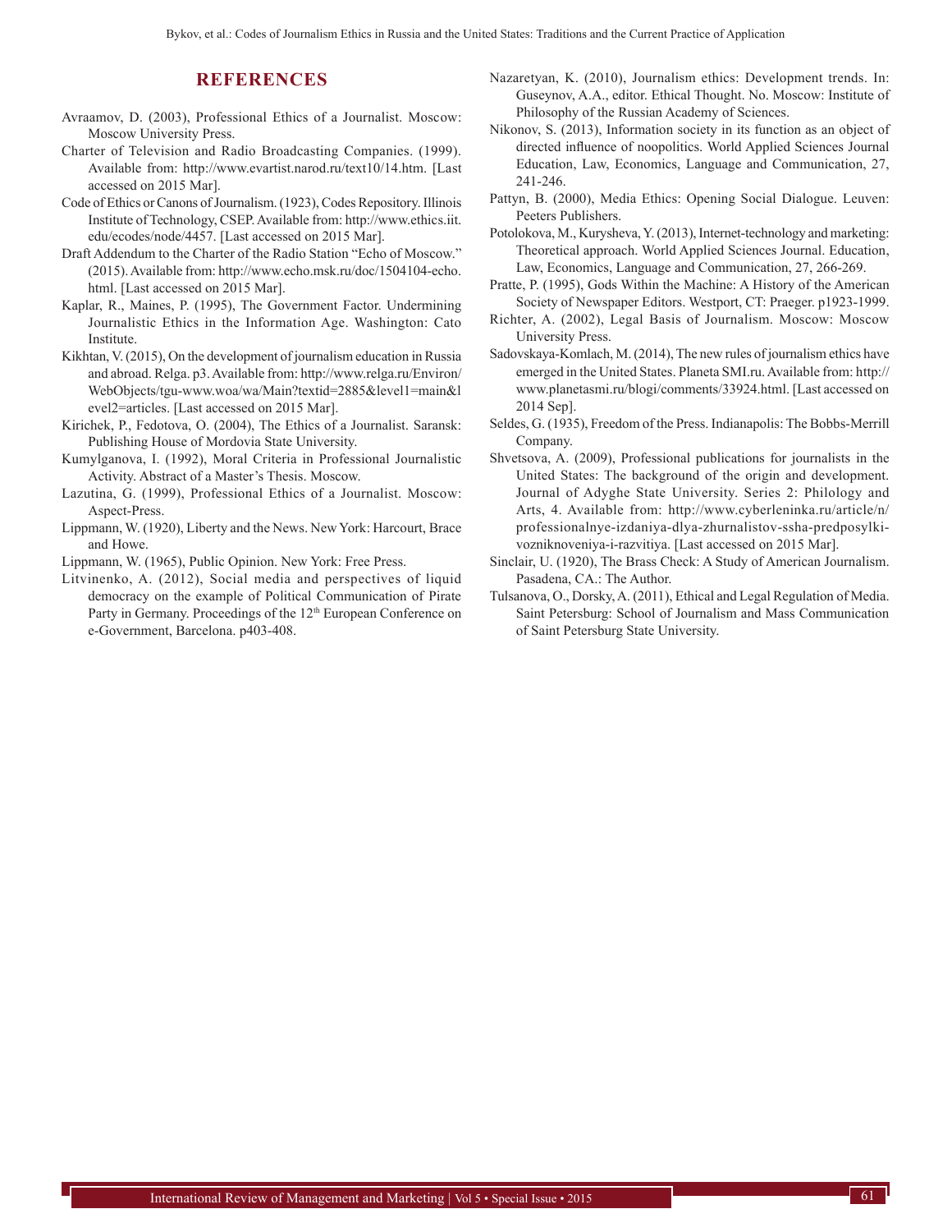## REFERENCES

Avraamov, D. (2003), Professional Ethics of a Journalist. Moscow: Moscow University Press.

Charter of Television and Radio Broadcasting Companies. (1999). Available from: http://www.evartist.narod.ru/text10/14.htm. [Last accessed on 2015 Mar].

Code of Ethics or Canons of Journalism. (1923), Codes Repository. Illinois Institute of Technology, CSEP. Available from: http://www.ethics.iit.edu/ecodes/node/4457. [Last accessed on 2015 Mar].

Draft Addendum to the Charter of the Radio Station "Echo of Moscow." (2015). Available from: http://www.echo.msk.ru/doc/1504104-echo.html. [Last accessed on 2015 Mar].

Kaplar, R., Maines, P. (1995), The Government Factor. Undermining Journalistic Ethics in the Information Age. Washington: Cato Institute.

Kikhtan, V. (2015), On the development of journalism education in Russia and abroad. Relga. p3. Available from: http://www.relga.ru/Environ/WebObjects/tgu-www.woa/wa/Main?textid=2885&level1=main&level2=articles. [Last accessed on 2015 Mar].

Kirichek, P., Fedotova, O. (2004), The Ethics of a Journalist. Saransk: Publishing House of Mordovia State University.

Kumylganova, I. (1992), Moral Criteria in Professional Journalistic Activity. Abstract of a Master's Thesis. Moscow.

Lazutina, G. (1999), Professional Ethics of a Journalist. Moscow: Aspect-Press.

Lippmann, W. (1920), Liberty and the News. New York: Harcourt, Brace and Howe.

Lippmann, W. (1965), Public Opinion. New York: Free Press.

Litvinenko, A. (2012), Social media and perspectives of liquid democracy on the example of Political Communication of Pirate Party in Germany. Proceedings of the 12th European Conference on e-Government, Barcelona. p403-408.

Nazaretyan, K. (2010), Journalism ethics: Development trends. In: Guseynov, A.A., editor. Ethical Thought. No. Moscow: Institute of Philosophy of the Russian Academy of Sciences.

Nikonov, S. (2013), Information society in its function as an object of directed influence of noopolitics. World Applied Sciences Journal Education, Law, Economics, Language and Communication, 27, 241-246.

Pattyn, B. (2000), Media Ethics: Opening Social Dialogue. Leuven: Peeters Publishers.

Potolokova, M., Kurysheva, Y. (2013), Internet-technology and marketing: Theoretical approach. World Applied Sciences Journal. Education, Law, Economics, Language and Communication, 27, 266-269.

Pratte, P. (1995), Gods Within the Machine: A History of the American Society of Newspaper Editors. Westport, CT: Praeger. p1923-1999.

Richter, A. (2002), Legal Basis of Journalism. Moscow: Moscow University Press.

Sadovskaya-Komlach, M. (2014), The new rules of journalism ethics have emerged in the United States. Planeta SMI.ru. Available from: http://www.planetasmi.ru/blogi/comments/33924.html. [Last accessed on 2014 Sep].

Seldes, G. (1935), Freedom of the Press. Indianapolis: The Bobbs-Merrill Company.

Shvetsova, A. (2009), Professional publications for journalists in the United States: The background of the origin and development. Journal of Adyghe State University. Series 2: Philology and Arts, 4. Available from: http://www.cyberleninka.ru/article/n/professionalnye-izdaniya-dlya-zhurnalistov-ssha-predposylki-vozniknoveniya-i-razvitiya. [Last accessed on 2015 Mar].

Sinclair, U. (1920), The Brass Check: A Study of American Journalism. Pasadena, CA.: The Author.

Tulsanova, O., Dorsky, A. (2011), Ethical and Legal Regulation of Media. Saint Petersburg: School of Journalism and Mass Communication of Saint Petersburg State University.